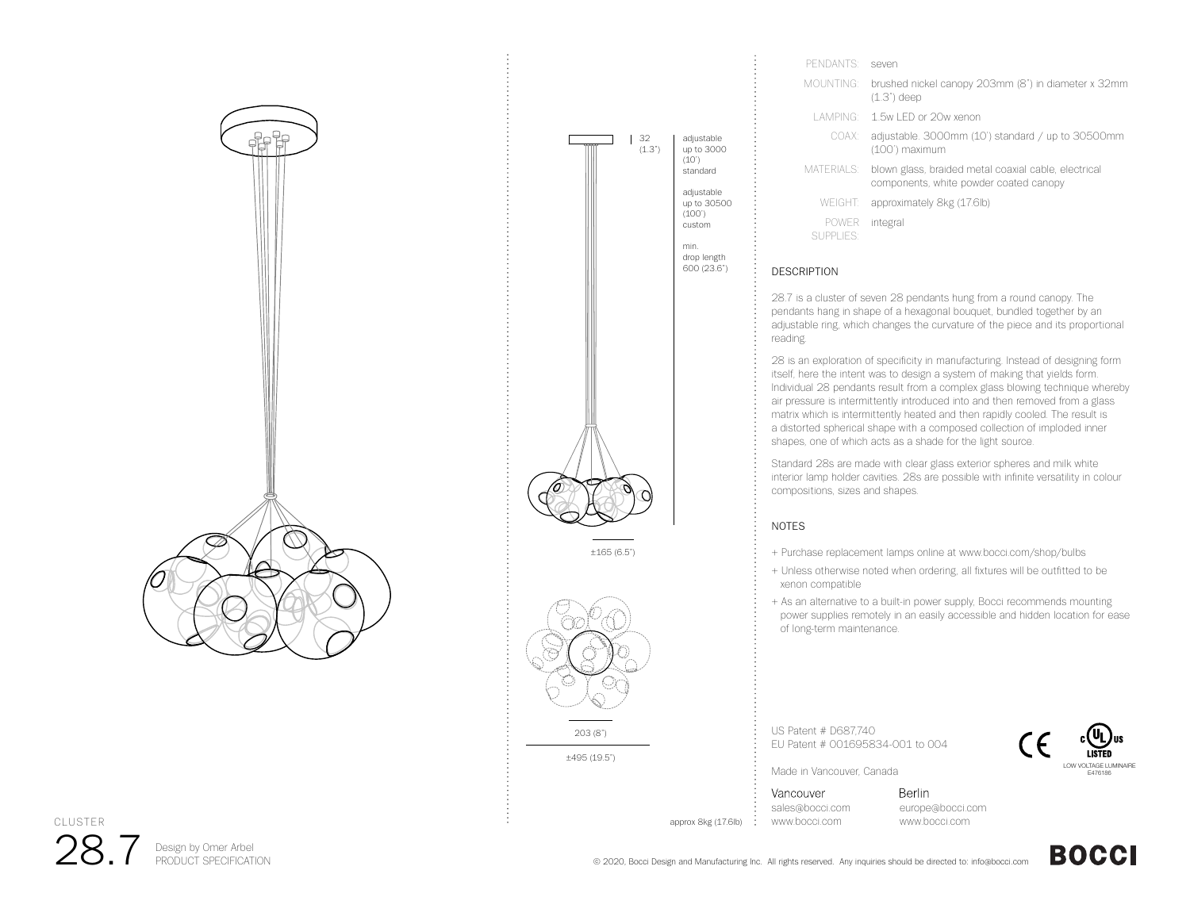| | |
|---|---|
| PENDANTS: | seven |
| MOUNTING: | brushed nickel canopy 203mm (8") in diameter x 32mm (1.3") deep |
| LAMPING: | 1.5w LED or 20w xenon |
| COAX: | adjustable. 3000mm (10') standard / up to 30500mm (100') maximum |
| MATERIALS: | blown glass, braided metal coaxial cable, electrical components, white powder coated canopy |
| WEIGHT: | approximately 8kg (17.6lb) |
| POWER SUPPLIES: | integral |

32 (1.3")

adjustable up to 3000 (10') standard

adjustable up to 30500 (100') custom

min. drop length 600 (23.6")

±165 (6.5")

203 (8")

±495 (19.5")

approx 8kg (17.6lb)

## DESCRIPTION

28.7 is a cluster of seven 28 pendants hung from a round canopy. The pendants hang in shape of a hexagonal bouquet, bundled together by an adjustable ring, which changes the curvature of the piece and its proportional reading.

28 is an exploration of specificity in manufacturing. Instead of designing form itself, here the intent was to design a system of making that yields form. Individual 28 pendants result from a complex glass blowing technique whereby air pressure is intermittently introduced into and then removed from a glass matrix which is intermittently heated and then rapidly cooled. The result is a distorted spherical shape with a composed collection of imploded inner shapes, one of which acts as a shade for the light source.

Standard 28s are made with clear glass exterior spheres and milk white interior lamp holder cavities. 28s are possible with infinite versatility in colour compositions, sizes and shapes.

## NOTES

+ Purchase replacement lamps online at www.bocci.com/shop/bulbs
+ Unless otherwise noted when ordering, all fixtures will be outfitted to be xenon compatible
+ As an alternative to a built-in power supply, Bocci recommends mounting power supplies remotely in an easily accessible and hidden location for ease of long-term maintenance.

US Patent # D687,740
EU Patent # 001695834-001 to 004

LOW VOLTAGE LUMINAIRE E476186

Made in Vancouver, Canada

Vancouver
sales@bocci.com
www.bocci.com

Berlin
europe@bocci.com
www.bocci.com

CLUSTER

# 28.7

Design by Omer Arbel
PRODUCT SPECIFICATION

© 2020, Bocci Design and Manufacturing Inc. All rights reserved. Any inquiries should be directed to: info@bocci.com

**BOCCI**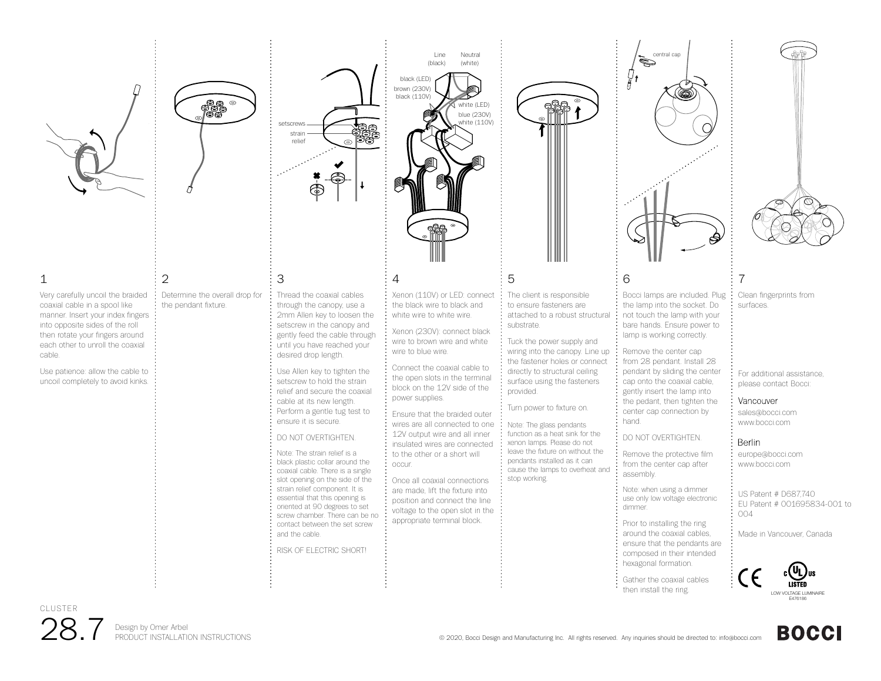## 1

Very carefully uncoil the braided coaxial cable in a spool like manner. Insert your index fingers into opposite sides of the roll then rotate your fingers around each other to unroll the coaxial cable.

Use patience: allow the cable to uncoil completely to avoid kinks.

## 2

Determine the overall drop for the pendant fixture.

## 3

setscrews
strain relief

Thread the coaxial cables through the canopy, use a 2mm Allen key to loosen the setscrew in the canopy and gently feed the cable through until you have reached your desired drop length.

Use Allen key to tighten the setscrew to hold the strain relief and secure the coaxial cable at its new length. Perform a gentle tug test to ensure it is secure.

DO NOT OVERTIGHTEN.

Note: The strain relief is a black plastic collar around the coaxial cable. There is a single slot opening on the side of the strain relief component. It is essential that this opening is oriented at 90 degrees to set screw chamber. There can be no contact between the set screw and the cable.

RISK OF ELECTRIC SHORT!

## 4

Line (black)
Neutral (white)
black (LED)
brown (230V)
black (110V)
white (LED)
blue (230V)
white (110V)

Xenon (110V) or LED: connect the black wire to black and white wire to white wire.

Xenon (230V): connect black wire to brown wire and white wire to blue wire.

Connect the coaxial cable to the open slots in the terminal block on the 12V side of the power supplies.

Ensure that the braided outer wires are all connected to one 12V output wire and all inner insulated wires are connected to the other or a short will occur.

Once all coaxial connections are made, lift the fixture into position and connect the line voltage to the open slot in the appropriate terminal block.

## 5

The client is responsible to ensure fasteners are attached to a robust structural substrate.

Tuck the power supply and wiring into the canopy. Line up the fastener holes or connect directly to structural ceiling surface using the fasteners provided.

Turn power to fixture on.

Note: The glass pendants function as a heat sink for the xenon lamps. Please do not leave the fixture on without the pendants installed as it can cause the lamps to overheat and stop working.

## 6

central cap

Bocci lamps are included. Plug the lamp into the socket. Do not touch the lamp with your bare hands. Ensure power to lamp is working correctly.

Remove the center cap from 28 pendant. Install 28 pendant by sliding the center cap onto the coaxial cable, gently insert the lamp into the pedant, then tighten the center cap connection by hand.

DO NOT OVERTIGHTEN.

Remove the protective film from the center cap after assembly.

Note: when using a dimmer use only low voltage electronic dimmer.

Prior to installing the ring around the coaxial cables, ensure that the pendants are composed in their intended hexagonal formation.

Gather the coaxial cables then install the ring.

## 7

Clean fingerprints from surfaces.

For additional assistance, please contact Bocci:

Vancouver
sales@bocci.com
www.bocci.com

Berlin
europe@bocci.com
www.bocci.com

US Patent # D687,740
EU Patent # 001695834-001 to 004

Made in Vancouver, Canada

CE
c UL us LISTED
LOW VOLTAGE LUMINAIRE
E476186

CLUSTER
# 28.7

Design by Omer Arbel
PRODUCT INSTALLATION INSTRUCTIONS

© 2020, Bocci Design and Manufacturing Inc. All rights reserved. Any inquiries should be directed to: info@bocci.com

**BOCCI**